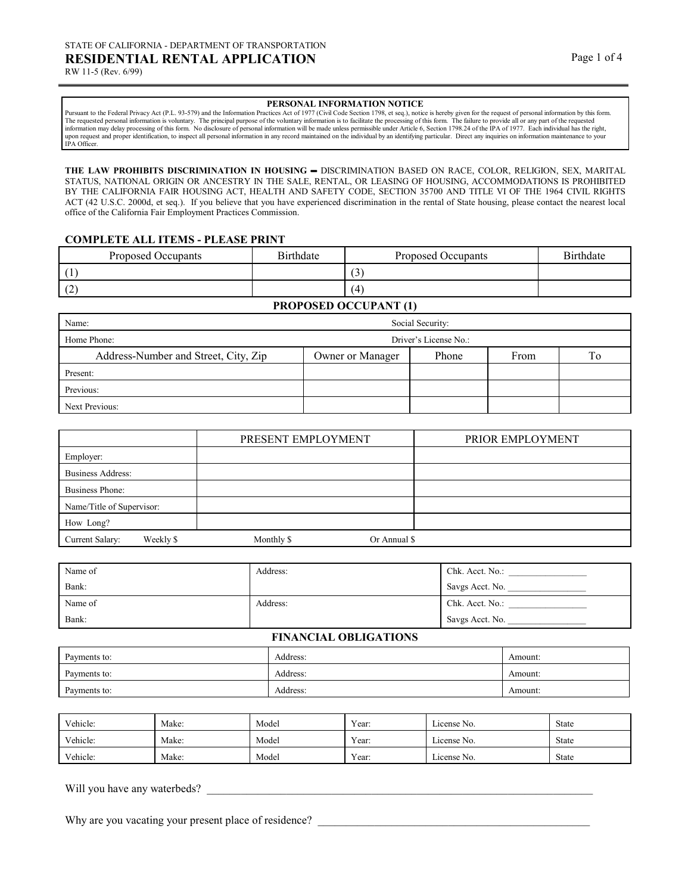STATE OF CALIFORNIA - DEPARTMENT OF TRANSPORTATION

# RESIDENTIAL RENTAL APPLICATION

RW 11-5 (Rev. 6/99)

**PERSONAL INFORMATION NOTICE**

Pursuant to the Federal Privacy Act (P.L. 93-579) and the Information Practices Act of 1977 (Civil Code Section 1798, et seq.), notice is hereby given for the request of personal information by this form. The requested personal information is voluntary. The principal purpose of the voluntary information is to facilitate the processing of this form. The failure to provide all or any part of the requested information may delay processing of this form. No disclosure of personal information will be made unless permissible under Article 6, Section 1798.24 of the IPA of 1977. Each individual has the right, upon request and proper identification, to inspect all personal information in any record maintained on the individual by an identifying particular. Direct any inquiries on information maintenance to your IPA Officer.

**THE LAW PROHIBITS DISCRIMINATION IN HOUSING –** DISCRIMINATION BASED ON RACE, COLOR, RELIGION, SEX, MARITAL STATUS, NATIONAL ORIGIN OR ANCESTRY IN THE SALE, RENTAL, OR LEASING OF HOUSING, ACCOMMODATIONS IS PROHIBITED BY THE CALIFORNIA FAIR HOUSING ACT, HEALTH AND SAFETY CODE, SECTION 35700 AND TITLE VI OF THE 1964 CIVIL RIGHTS ACT (42 U.S.C. 2000d, et seq.). If you believe that you have experienced discrimination in the rental of State housing, please contact the nearest local office of the California Fair Employment Practices Commission.

**COMPLETE ALL ITEMS - PLEASE PRINT**

| Proposed Occupants | Birthdate | Proposed Occupants | Birthdate |
|---|---|---|---|
| (1) | | (3) | |
| (2) | | (4) | |

**PROPOSED OCCUPANT (1)**

| Name: | Social Security: |
|---|---|
| Home Phone: | Driver's License No.: |

| Address-Number and Street, City, Zip | Owner or Manager | Phone | From | To |
|---|---|---|---|---|
| Present: | | | | |
| Previous: | | | | |
| Next Previous: | | | | |

| | PRESENT EMPLOYMENT | PRIOR EMPLOYMENT |
|---|---|---|
| Employer: | | |
| Business Address: | | |
| Business Phone: | | |
| Name/Title of Supervisor: | | |
| How Long? | | |
| Current Salary: Weekly $ | Monthly $ | Or Annual $ |

| Name of Bank: | Address: | Chk. Acct. No.: ________________ Savgs Acct. No. ________________ |
|---|---|---|
| Name of Bank: | Address: | Chk. Acct. No.: ________________ Savgs Acct. No. ________________ |

**FINANCIAL OBLIGATIONS**

| Payments to: | Address: | Amount: |
|---|---|---|
| Payments to: | Address: | Amount: |
| Payments to: | Address: | Amount: |

| Vehicle: | Make: | Model | Year: | License No. | State |
|---|---|---|---|---|---|
| Vehicle: | Make: | Model | Year: | License No. | State |
| Vehicle: | Make: | Model | Year: | License No. | State |

Will you have any waterbeds? ______________________________________________________________________

Why are you vacating your present place of residence? _______________________________________________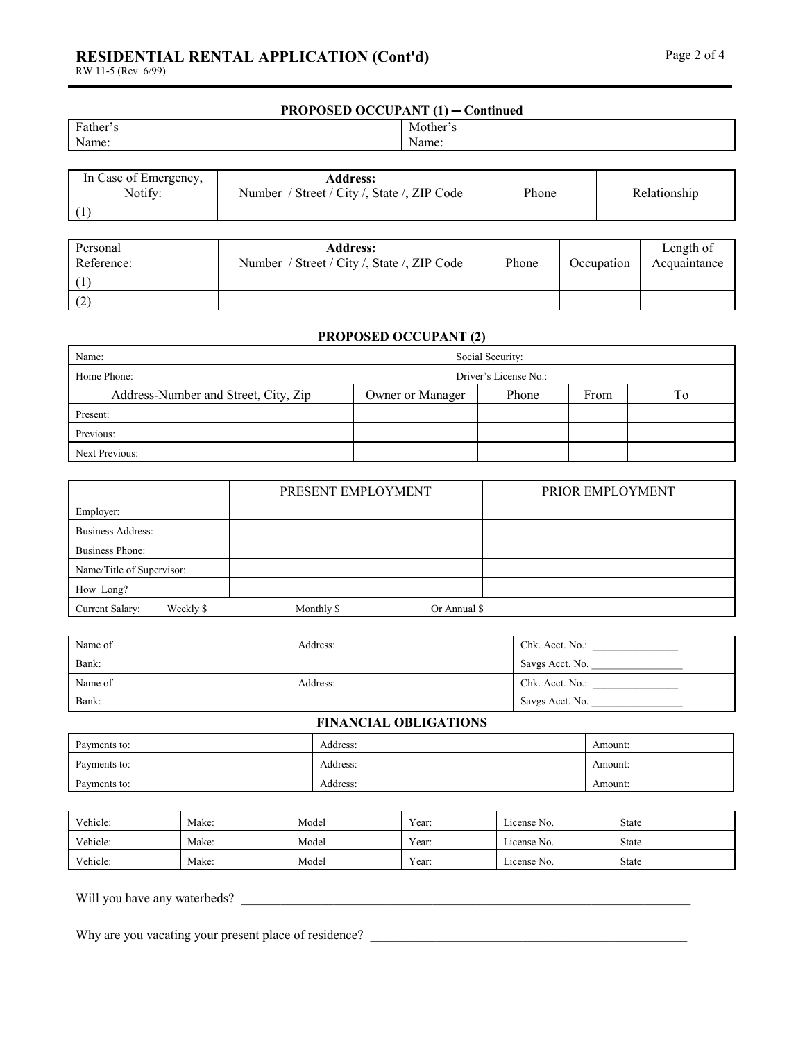# RESIDENTIAL RENTAL APPLICATION (Cont'd)

RW 11-5 (Rev. 6/99)

## PROPOSED OCCUPANT (1) – Continued

| Father's Name: | Mother's Name: |
|---|---|

| In Case of Emergency, Notify: | **Address:** Number / Street / City /, State /, ZIP Code | Phone | Relationship |
|---|---|---|---|
| (1) | | | |

| Personal Reference: | **Address:** Number / Street / City /, State /, ZIP Code | Phone | Occupation | Length of Acquaintance |
|---|---|---|---|---|
| (1) | | | | |
| (2) | | | | |

## PROPOSED OCCUPANT (2)

| Name: | Social Security: |
|---|---|
| Home Phone: | Driver's License No.: |

| Address-Number and Street, City, Zip | Owner or Manager | Phone | From | To |
|---|---|---|---|---|
| Present: | | | | |
| Previous: | | | | |
| Next Previous: | | | | |

| | PRESENT EMPLOYMENT | PRIOR EMPLOYMENT |
|---|---|---|
| Employer: | | |
| Business Address: | | |
| Business Phone: | | |
| Name/Title of Supervisor: | | |
| How Long? | | |
| Current Salary: Weekly $ | Monthly $ | Or Annual $ |

| Name of Bank: | Address: | Chk. Acct. No.: ________________ Savgs Acct. No. ________________ |
|---|---|---|
| Name of Bank: | Address: | Chk. Acct. No.: ________________ Savgs Acct. No. ________________ |

## FINANCIAL OBLIGATIONS

| Payments to: | Address: | Amount: |
|---|---|---|
| Payments to: | Address: | Amount: |
| Payments to: | Address: | Amount: |

| Vehicle: | Make: | Model | Year: | License No. | State |
|---|---|---|---|---|---|
| Vehicle: | Make: | Model | Year: | License No. | State |
| Vehicle: | Make: | Model | Year: | License No. | State |

Will you have any waterbeds? ________________________________________________________________________

Why are you vacating your present place of residence? ___________________________________________________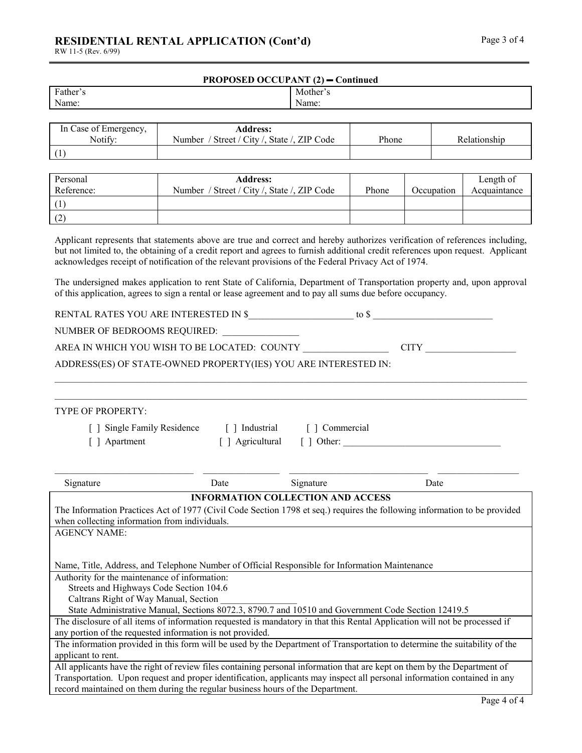# RESIDENTIAL RENTAL APPLICATION (Cont'd)

RW 11-5 (Rev. 6/99)

**PROPOSED OCCUPANT (2) – Continued**

| Father's Name: | Mother's Name: |
|---|---|

| In Case of Emergency, Notify: | **Address:** Number / Street / City /, State /, ZIP Code | Phone | Relationship |
|---|---|---|---|
| (1) | | | |

| Personal Reference: | **Address:** Number / Street / City /, State /, ZIP Code | Phone | Occupation | Length of Acquaintance |
|---|---|---|---|---|
| (1) | | | | |
| (2) | | | | |

Applicant represents that statements above are true and correct and hereby authorizes verification of references including, but not limited to, the obtaining of a credit report and agrees to furnish additional credit references upon request. Applicant acknowledges receipt of notification of the relevant provisions of the Federal Privacy Act of 1974.

The undersigned makes application to rent State of California, Department of Transportation property and, upon approval of this application, agrees to sign a rental or lease agreement and to pay all sums due before occupancy.

RENTAL RATES YOU ARE INTERESTED IN $______________________ to $ _________________________

NUMBER OF BEDROOMS REQUIRED: ________________

AREA IN WHICH YOU WISH TO BE LOCATED: COUNTY __________________ CITY ___________________

ADDRESS(ES) OF STATE-OWNED PROPERTY(IES) YOU ARE INTERESTED IN:

_____________________________________________________________________________________________

_____________________________________________________________________________________________

TYPE OF PROPERTY:

[ ] Single Family Residence [ ] Industrial [ ] Commercial

[ ] Apartment [ ] Agricultural [ ] Other: _________________________________

| Signature | Date | Signature | Date |
|---|---|---|---|
| | | | |

**INFORMATION COLLECTION AND ACCESS**

The Information Practices Act of 1977 (Civil Code Section 1798 et seq.) requires the following information to be provided when collecting information from individuals.

AGENCY NAME:

Name, Title, Address, and Telephone Number of Official Responsible for Information Maintenance

Authority for the maintenance of information:
- Streets and Highways Code Section 104.6
- Caltrans Right of Way Manual, Section ________________
- State Administrative Manual, Sections 8072.3, 8790.7 and 10510 and Government Code Section 12419.5

The disclosure of all items of information requested is mandatory in that this Rental Application will not be processed if any portion of the requested information is not provided.

The information provided in this form will be used by the Department of Transportation to determine the suitability of the applicant to rent.

All applicants have the right of review files containing personal information that are kept on them by the Department of Transportation. Upon request and proper identification, applicants may inspect all personal information contained in any record maintained on them during the regular business hours of the Department.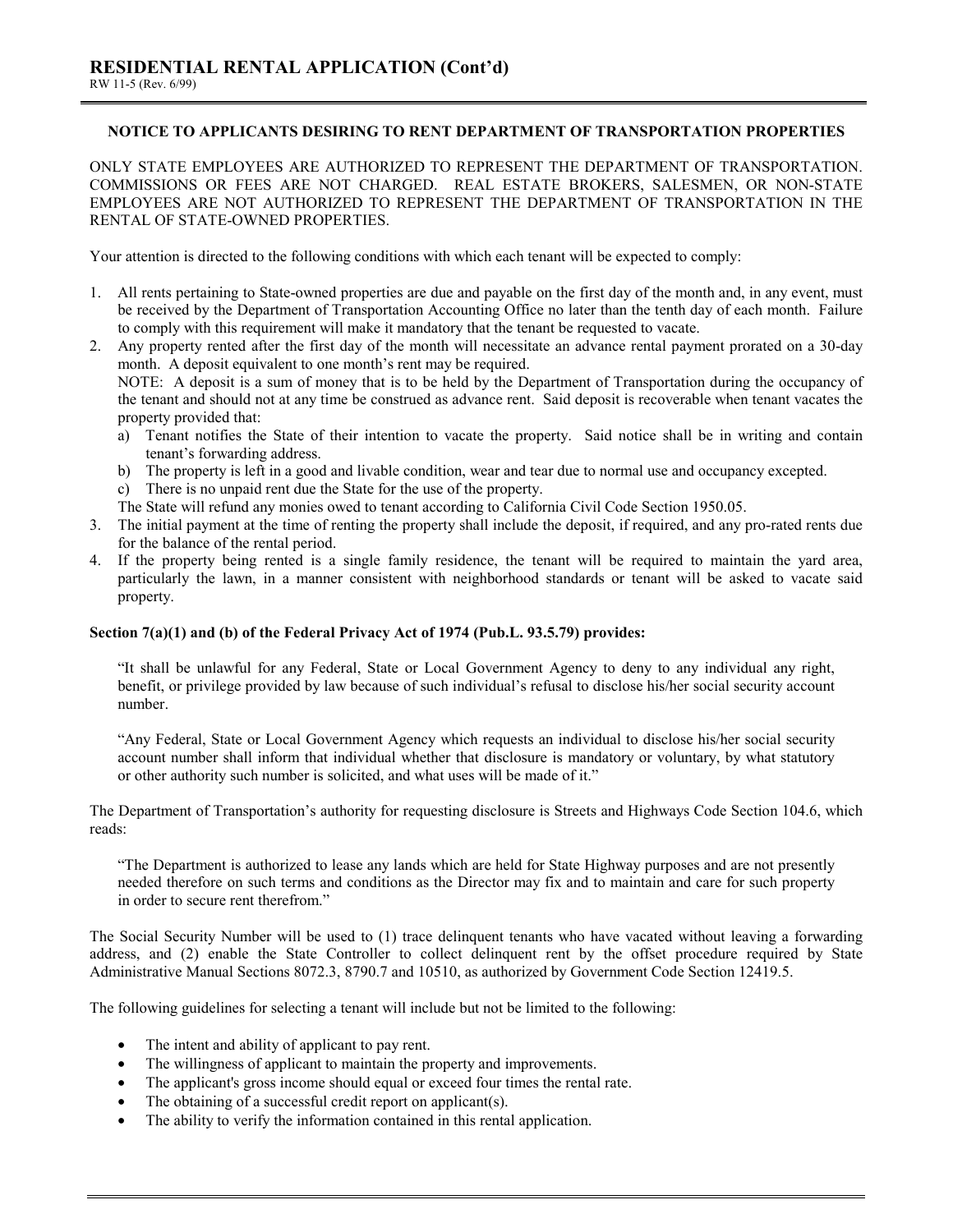## RESIDENTIAL RENTAL APPLICATION (Cont'd)

RW 11-5 (Rev. 6/99)

**NOTICE TO APPLICANTS DESIRING TO RENT DEPARTMENT OF TRANSPORTATION PROPERTIES**

ONLY STATE EMPLOYEES ARE AUTHORIZED TO REPRESENT THE DEPARTMENT OF TRANSPORTATION. COMMISSIONS OR FEES ARE NOT CHARGED. REAL ESTATE BROKERS, SALESMEN, OR NON-STATE EMPLOYEES ARE NOT AUTHORIZED TO REPRESENT THE DEPARTMENT OF TRANSPORTATION IN THE RENTAL OF STATE-OWNED PROPERTIES.

Your attention is directed to the following conditions with which each tenant will be expected to comply:

1. All rents pertaining to State-owned properties are due and payable on the first day of the month and, in any event, must be received by the Department of Transportation Accounting Office no later than the tenth day of each month. Failure to comply with this requirement will make it mandatory that the tenant be requested to vacate.
2. Any property rented after the first day of the month will necessitate an advance rental payment prorated on a 30-day month. A deposit equivalent to one month's rent may be required.
   NOTE: A deposit is a sum of money that is to be held by the Department of Transportation during the occupancy of the tenant and should not at any time be construed as advance rent. Said deposit is recoverable when tenant vacates the property provided that:
   a) Tenant notifies the State of their intention to vacate the property. Said notice shall be in writing and contain tenant's forwarding address.
   b) The property is left in a good and livable condition, wear and tear due to normal use and occupancy excepted.
   c) There is no unpaid rent due the State for the use of the property.

   The State will refund any monies owed to tenant according to California Civil Code Section 1950.05.
3. The initial payment at the time of renting the property shall include the deposit, if required, and any pro-rated rents due for the balance of the rental period.
4. If the property being rented is a single family residence, the tenant will be required to maintain the yard area, particularly the lawn, in a manner consistent with neighborhood standards or tenant will be asked to vacate said property.

**Section 7(a)(1) and (b) of the Federal Privacy Act of 1974 (Pub.L. 93.5.79) provides:**

> "It shall be unlawful for any Federal, State or Local Government Agency to deny to any individual any right, benefit, or privilege provided by law because of such individual's refusal to disclose his/her social security account number.
>
> "Any Federal, State or Local Government Agency which requests an individual to disclose his/her social security account number shall inform that individual whether that disclosure is mandatory or voluntary, by what statutory or other authority such number is solicited, and what uses will be made of it."

The Department of Transportation's authority for requesting disclosure is Streets and Highways Code Section 104.6, which reads:

> "The Department is authorized to lease any lands which are held for State Highway purposes and are not presently needed therefore on such terms and conditions as the Director may fix and to maintain and care for such property in order to secure rent therefrom."

The Social Security Number will be used to (1) trace delinquent tenants who have vacated without leaving a forwarding address, and (2) enable the State Controller to collect delinquent rent by the offset procedure required by State Administrative Manual Sections 8072.3, 8790.7 and 10510, as authorized by Government Code Section 12419.5.

The following guidelines for selecting a tenant will include but not be limited to the following:

- The intent and ability of applicant to pay rent.
- The willingness of applicant to maintain the property and improvements.
- The applicant's gross income should equal or exceed four times the rental rate.
- The obtaining of a successful credit report on applicant(s).
- The ability to verify the information contained in this rental application.